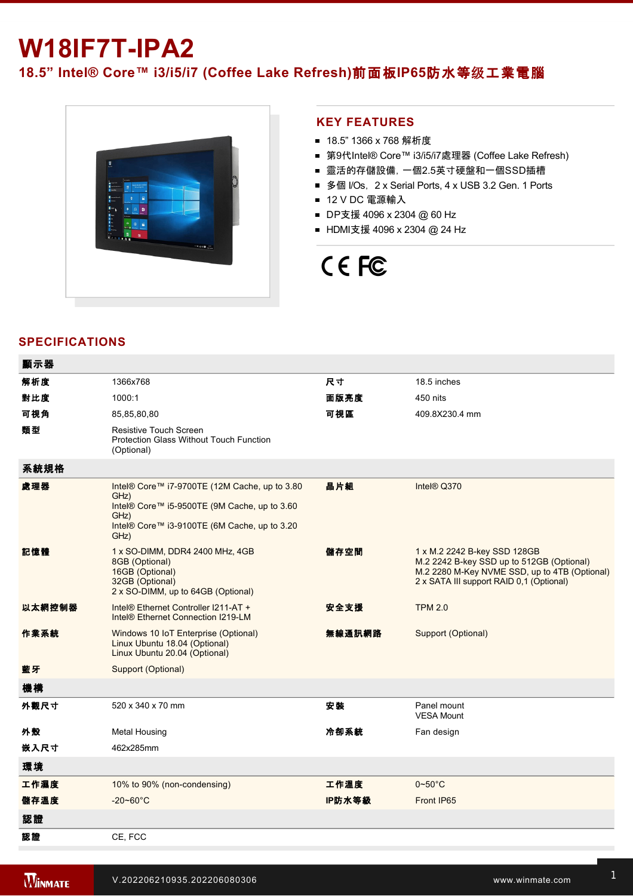# W18IF7T-IPA2

## 18.5” Intel® Core™ i3/i5/i7 (Coffee Lake Refresh)前面板IP65防水等级工業電腦

## KEY FEATURES

- 18.5” 1366 x 768 解析度
- 第9代Intel® Core™ i3/i5/i7處理器 (Coffee Lake Refresh)
- 靈活的存儲設備，一個2.5英寸硬盤和一個SSD插槽
- 多個 I/Os，2 x Serial Ports, 4 x USB 3.2 Gen. 1 Ports
- 12 V DC 電源輸入
- DP支援 4096 x 2304 @ 60 Hz
- HDMI支援 4096 x 2304 @ 24 Hz

CE FC

## SPECIFICATIONS

| 顯示器 | | | |
|---|---|---|---|
| 解析度 | 1366x768 | 尺寸 | 18.5 inches |
| 對比度 | 1000:1 | 面版亮度 | 450 nits |
| 可視角 | 85,85,80,80 | 可視區 | 409.8X230.4 mm |
| 類型 | Resistive Touch Screen<br>Protection Glass Without Touch Function (Optional) | | |
| **系統規格** | | | |
| 處理器 | Intel® Core™ i7-9700TE (12M Cache, up to 3.80 GHz)<br>Intel® Core™ i5-9500TE (9M Cache, up to 3.60 GHz)<br>Intel® Core™ i3-9100TE (6M Cache, up to 3.20 GHz) | 晶片組 | Intel® Q370 |
| 記憶體 | 1 x SO-DIMM, DDR4 2400 MHz, 4GB<br>8GB (Optional)<br>16GB (Optional)<br>32GB (Optional)<br>2 x SO-DIMM, up to 64GB (Optional) | 儲存空間 | 1 x M.2 2242 B-key SSD 128GB<br>M.2 2242 B-key SSD up to 512GB (Optional)<br>M.2 2280 M-Key NVME SSD, up to 4TB (Optional)<br>2 x SATA III support RAID 0,1 (Optional) |
| 以太網控制器 | Intel® Ethernet Controller I211-AT +<br>Intel® Ethernet Connection I219-LM | 安全支援 | TPM 2.0 |
| 作業系統 | Windows 10 IoT Enterprise (Optional)<br>Linux Ubuntu 18.04 (Optional)<br>Linux Ubuntu 20.04 (Optional) | 無線通訊網路 | Support (Optional) |
| 藍牙 | Support (Optional) | | |
| **機構** | | | |
| 外觀尺寸 | 520 x 340 x 70 mm | 安裝 | Panel mount<br>VESA Mount |
| 外殼 | Metal Housing | 冷卻系統 | Fan design |
| 嵌入尺寸 | 462x285mm | | |
| **環境** | | | |
| 工作濕度 | 10% to 90% (non-condensing) | 工作溫度 | 0~50°C |
| 儲存溫度 | -20~60°C | IP防水等級 | Front IP65 |
| **認證** | | | |
| 認證 | CE, FCC | | |

V.202206210935.202206080306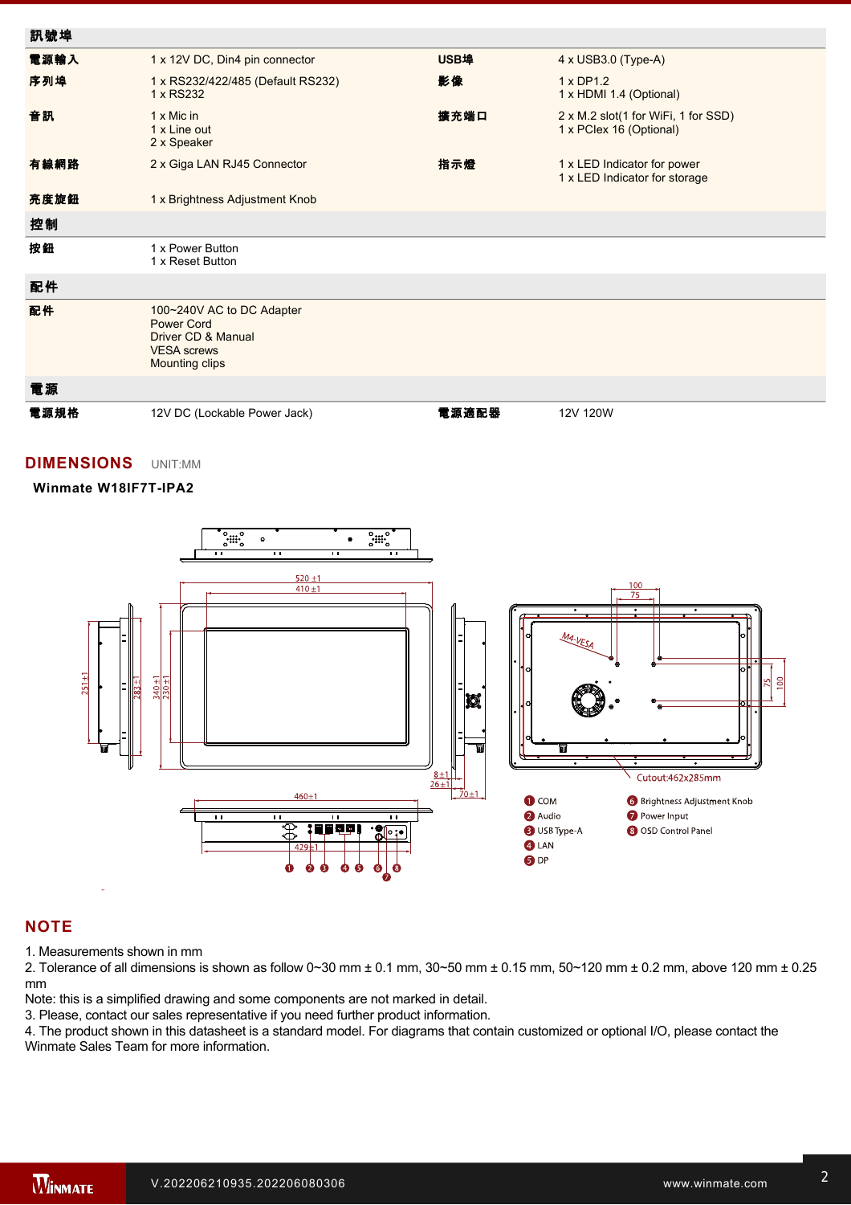## 訊號埠

| | | | |
|---|---|---|---|
| 電源輸入 | 1 x 12V DC, Din4 pin connector | USB埠 | 4 x USB3.0 (Type-A) |
| 序列埠 | 1 x RS232/422/485 (Default RS232)<br>1 x RS232 | 影像 | 1 x DP1.2<br>1 x HDMI 1.4 (Optional) |
| 音訊 | 1 x Mic in<br>1 x Line out<br>2 x Speaker | 擴充端口 | 2 x M.2 slot(1 for WiFi, 1 for SSD)<br>1 x PClex 16 (Optional) |
| 有線網路 | 2 x Giga LAN RJ45 Connector | 指示燈 | 1 x LED Indicator for power<br>1 x LED Indicator for storage |
| 亮度旋鈕 | 1 x Brightness Adjustment Knob | | |

## 控制

| | |
|---|---|
| 按鈕 | 1 x Power Button<br>1 x Reset Button |

## 配件

| | |
|---|---|
| 配件 | 100~240V AC to DC Adapter<br>Power Cord<br>Driver CD & Manual<br>VESA screws<br>Mounting clips |

## 電源

| | | | |
|---|---|---|---|
| 電源規格 | 12V DC (Lockable Power Jack) | 電源適配器 | 12V 120W |

## DIMENSIONS UNIT:MM

**Winmate W18IF7T-IPA2**

520 ±1
410 ±1
100
75
M4-VESA
251±1
283±1
340±1
230±1
75
100
8±1
26±1
70±1
Cutout:462x285mm
460±1
429±1

1 COM
2 Audio
3 USB Type-A
4 LAN
5 DP
6 Brightness Adjustment Knob
7 Power Input
8 OSD Control Panel

## NOTE

1. Measurements shown in mm
2. Tolerance of all dimensions is shown as follow 0~30 mm ± 0.1 mm, 30~50 mm ± 0.15 mm, 50~120 mm ± 0.2 mm, above 120 mm ± 0.25 mm
Note: this is a simplified drawing and some components are not marked in detail.
3. Please, contact our sales representative if you need further product information.
4. The product shown in this datasheet is a standard model. For diagrams that contain customized or optional I/O, please contact the Winmate Sales Team for more information.

V.202206210935.202206080306
www.winmate.com